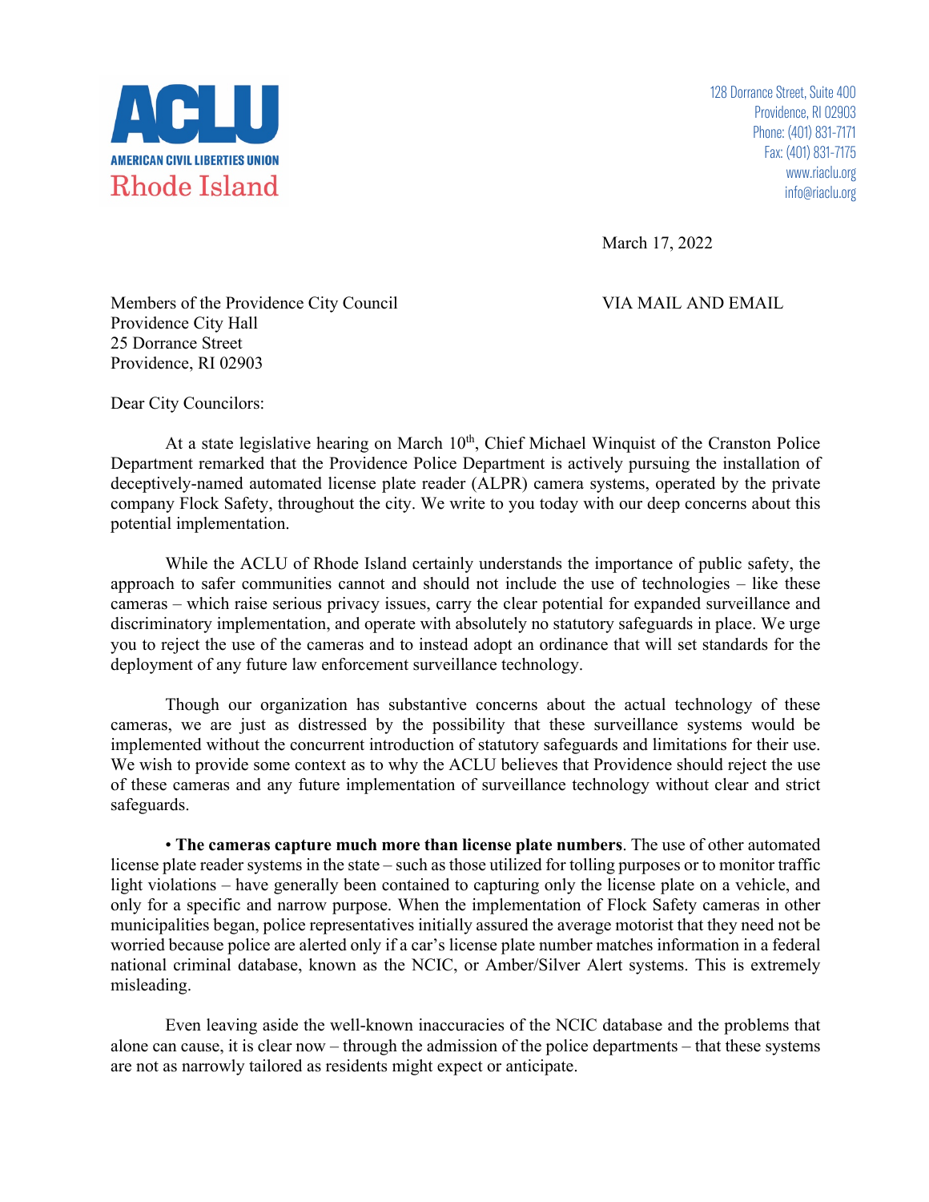**ACLU**

**AMERICAN CIVIL LIBERTIES UNION**

Rhode Island

128 Dorrance Street, Suite 400
Providence, RI 02903
Phone: (401) 831-7171
Fax: (401) 831-7175
www.riaclu.org
info@riaclu.org

March 17, 2022

Members of the Providence City Council
Providence City Hall
25 Dorrance Street
Providence, RI 02903

VIA MAIL AND EMAIL

Dear City Councilors:

At a state legislative hearing on March 10th, Chief Michael Winquist of the Cranston Police Department remarked that the Providence Police Department is actively pursuing the installation of deceptively-named automated license plate reader (ALPR) camera systems, operated by the private company Flock Safety, throughout the city. We write to you today with our deep concerns about this potential implementation.

While the ACLU of Rhode Island certainly understands the importance of public safety, the approach to safer communities cannot and should not include the use of technologies – like these cameras – which raise serious privacy issues, carry the clear potential for expanded surveillance and discriminatory implementation, and operate with absolutely no statutory safeguards in place. We urge you to reject the use of the cameras and to instead adopt an ordinance that will set standards for the deployment of any future law enforcement surveillance technology.

Though our organization has substantive concerns about the actual technology of these cameras, we are just as distressed by the possibility that these surveillance systems would be implemented without the concurrent introduction of statutory safeguards and limitations for their use. We wish to provide some context as to why the ACLU believes that Providence should reject the use of these cameras and any future implementation of surveillance technology without clear and strict safeguards.

• **The cameras capture much more than license plate numbers**. The use of other automated license plate reader systems in the state – such as those utilized for tolling purposes or to monitor traffic light violations – have generally been contained to capturing only the license plate on a vehicle, and only for a specific and narrow purpose. When the implementation of Flock Safety cameras in other municipalities began, police representatives initially assured the average motorist that they need not be worried because police are alerted only if a car's license plate number matches information in a federal national criminal database, known as the NCIC, or Amber/Silver Alert systems. This is extremely misleading.

Even leaving aside the well-known inaccuracies of the NCIC database and the problems that alone can cause, it is clear now – through the admission of the police departments – that these systems are not as narrowly tailored as residents might expect or anticipate.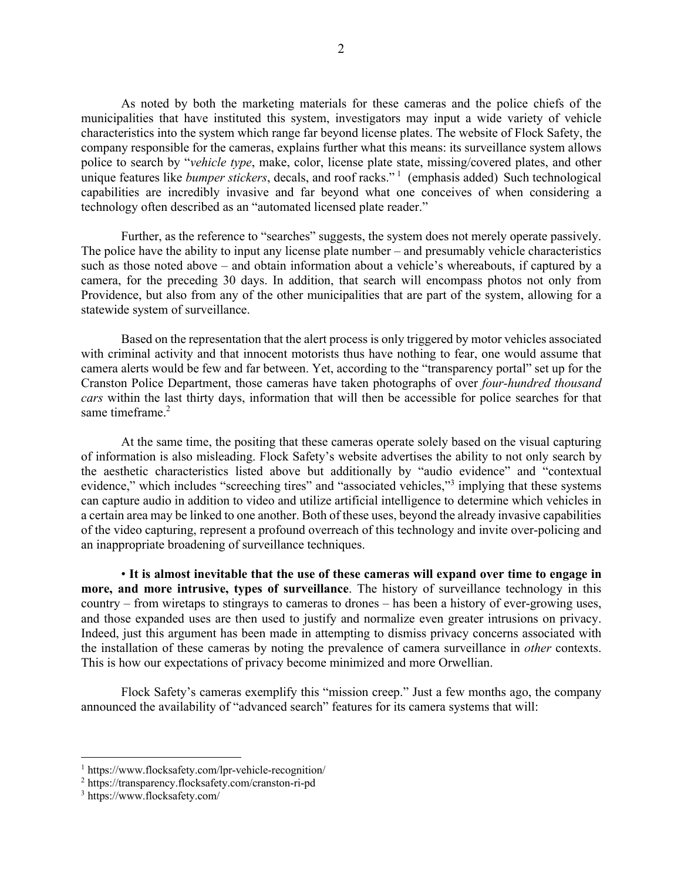As noted by both the marketing materials for these cameras and the police chiefs of the municipalities that have instituted this system, investigators may input a wide variety of vehicle characteristics into the system which range far beyond license plates. The website of Flock Safety, the company responsible for the cameras, explains further what this means: its surveillance system allows police to search by "*vehicle type*, make, color, license plate state, missing/covered plates, and other unique features like *bumper stickers*, decals, and roof racks." [1] (emphasis added) Such technological capabilities are incredibly invasive and far beyond what one conceives of when considering a technology often described as an "automated licensed plate reader."

Further, as the reference to "searches" suggests, the system does not merely operate passively. The police have the ability to input any license plate number – and presumably vehicle characteristics such as those noted above – and obtain information about a vehicle's whereabouts, if captured by a camera, for the preceding 30 days. In addition, that search will encompass photos not only from Providence, but also from any of the other municipalities that are part of the system, allowing for a statewide system of surveillance.

Based on the representation that the alert process is only triggered by motor vehicles associated with criminal activity and that innocent motorists thus have nothing to fear, one would assume that camera alerts would be few and far between. Yet, according to the "transparency portal" set up for the Cranston Police Department, those cameras have taken photographs of over *four-hundred thousand cars* within the last thirty days, information that will then be accessible for police searches for that same timeframe.[2]

At the same time, the positing that these cameras operate solely based on the visual capturing of information is also misleading. Flock Safety's website advertises the ability to not only search by the aesthetic characteristics listed above but additionally by "audio evidence" and "contextual evidence," which includes "screeching tires" and "associated vehicles,"[3] implying that these systems can capture audio in addition to video and utilize artificial intelligence to determine which vehicles in a certain area may be linked to one another. Both of these uses, beyond the already invasive capabilities of the video capturing, represent a profound overreach of this technology and invite over-policing and an inappropriate broadening of surveillance techniques.

- **It is almost inevitable that the use of these cameras will expand over time to engage in more, and more intrusive, types of surveillance**. The history of surveillance technology in this country – from wiretaps to stingrays to cameras to drones – has been a history of ever-growing uses, and those expanded uses are then used to justify and normalize even greater intrusions on privacy. Indeed, just this argument has been made in attempting to dismiss privacy concerns associated with the installation of these cameras by noting the prevalence of camera surveillance in *other* contexts. This is how our expectations of privacy become minimized and more Orwellian.

Flock Safety's cameras exemplify this "mission creep." Just a few months ago, the company announced the availability of "advanced search" features for its camera systems that will:

---

[1] https://www.flocksafety.com/lpr-vehicle-recognition/

[2] https://transparency.flocksafety.com/cranston-ri-pd

[3] https://www.flocksafety.com/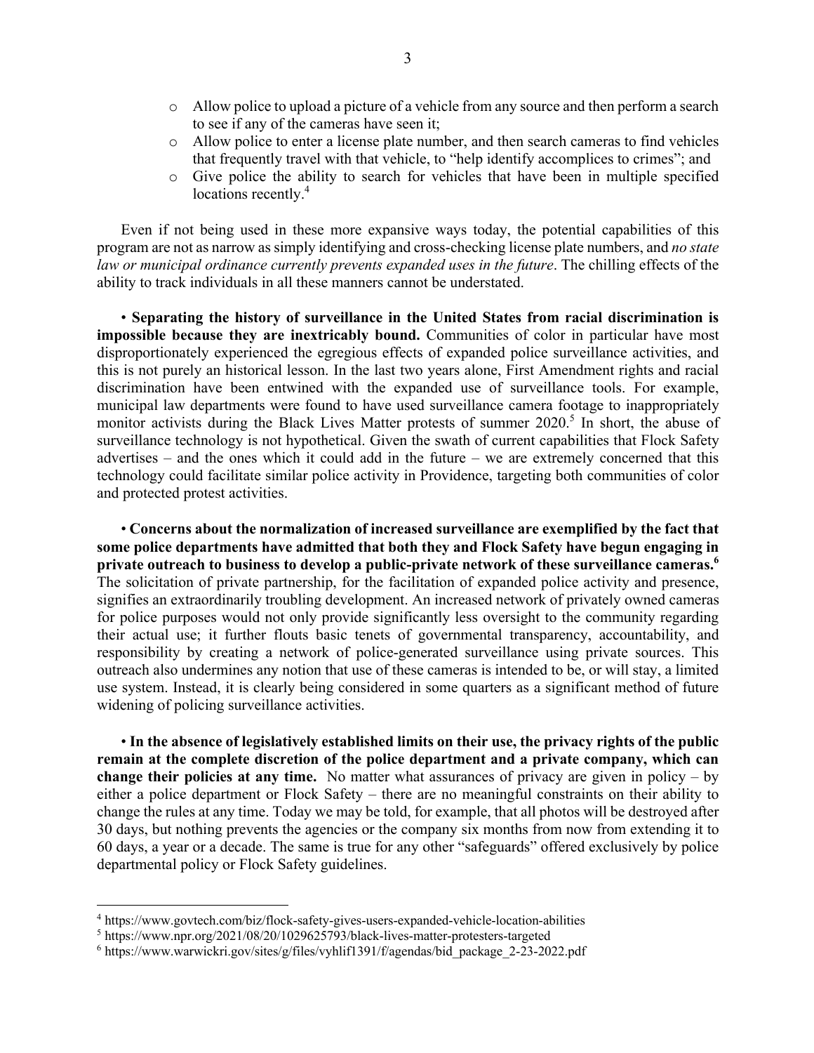- Allow police to upload a picture of a vehicle from any source and then perform a search to see if any of the cameras have seen it;
- Allow police to enter a license plate number, and then search cameras to find vehicles that frequently travel with that vehicle, to "help identify accomplices to crimes"; and
- Give police the ability to search for vehicles that have been in multiple specified locations recently.[4]

Even if not being used in these more expansive ways today, the potential capabilities of this program are not as narrow as simply identifying and cross-checking license plate numbers, and *no state law or municipal ordinance currently prevents expanded uses in the future*. The chilling effects of the ability to track individuals in all these manners cannot be understated.

• **Separating the history of surveillance in the United States from racial discrimination is impossible because they are inextricably bound.** Communities of color in particular have most disproportionately experienced the egregious effects of expanded police surveillance activities, and this is not purely an historical lesson. In the last two years alone, First Amendment rights and racial discrimination have been entwined with the expanded use of surveillance tools. For example, municipal law departments were found to have used surveillance camera footage to inappropriately monitor activists during the Black Lives Matter protests of summer 2020.[5] In short, the abuse of surveillance technology is not hypothetical. Given the swath of current capabilities that Flock Safety advertises – and the ones which it could add in the future – we are extremely concerned that this technology could facilitate similar police activity in Providence, targeting both communities of color and protected protest activities.

• **Concerns about the normalization of increased surveillance are exemplified by the fact that some police departments have admitted that both they and Flock Safety have begun engaging in private outreach to business to develop a public-private network of these surveillance cameras.[6]** The solicitation of private partnership, for the facilitation of expanded police activity and presence, signifies an extraordinarily troubling development. An increased network of privately owned cameras for police purposes would not only provide significantly less oversight to the community regarding their actual use; it further flouts basic tenets of governmental transparency, accountability, and responsibility by creating a network of police-generated surveillance using private sources. This outreach also undermines any notion that use of these cameras is intended to be, or will stay, a limited use system. Instead, it is clearly being considered in some quarters as a significant method of future widening of policing surveillance activities.

• **In the absence of legislatively established limits on their use, the privacy rights of the public remain at the complete discretion of the police department and a private company, which can change their policies at any time.** No matter what assurances of privacy are given in policy – by either a police department or Flock Safety – there are no meaningful constraints on their ability to change the rules at any time. Today we may be told, for example, that all photos will be destroyed after 30 days, but nothing prevents the agencies or the company six months from now from extending it to 60 days, a year or a decade. The same is true for any other "safeguards" offered exclusively by police departmental policy or Flock Safety guidelines.

---

[4] https://www.govtech.com/biz/flock-safety-gives-users-expanded-vehicle-location-abilities

[5] https://www.npr.org/2021/08/20/1029625793/black-lives-matter-protesters-targeted

[6] https://www.warwickri.gov/sites/g/files/vyhlif1391/f/agendas/bid_package_2-23-2022.pdf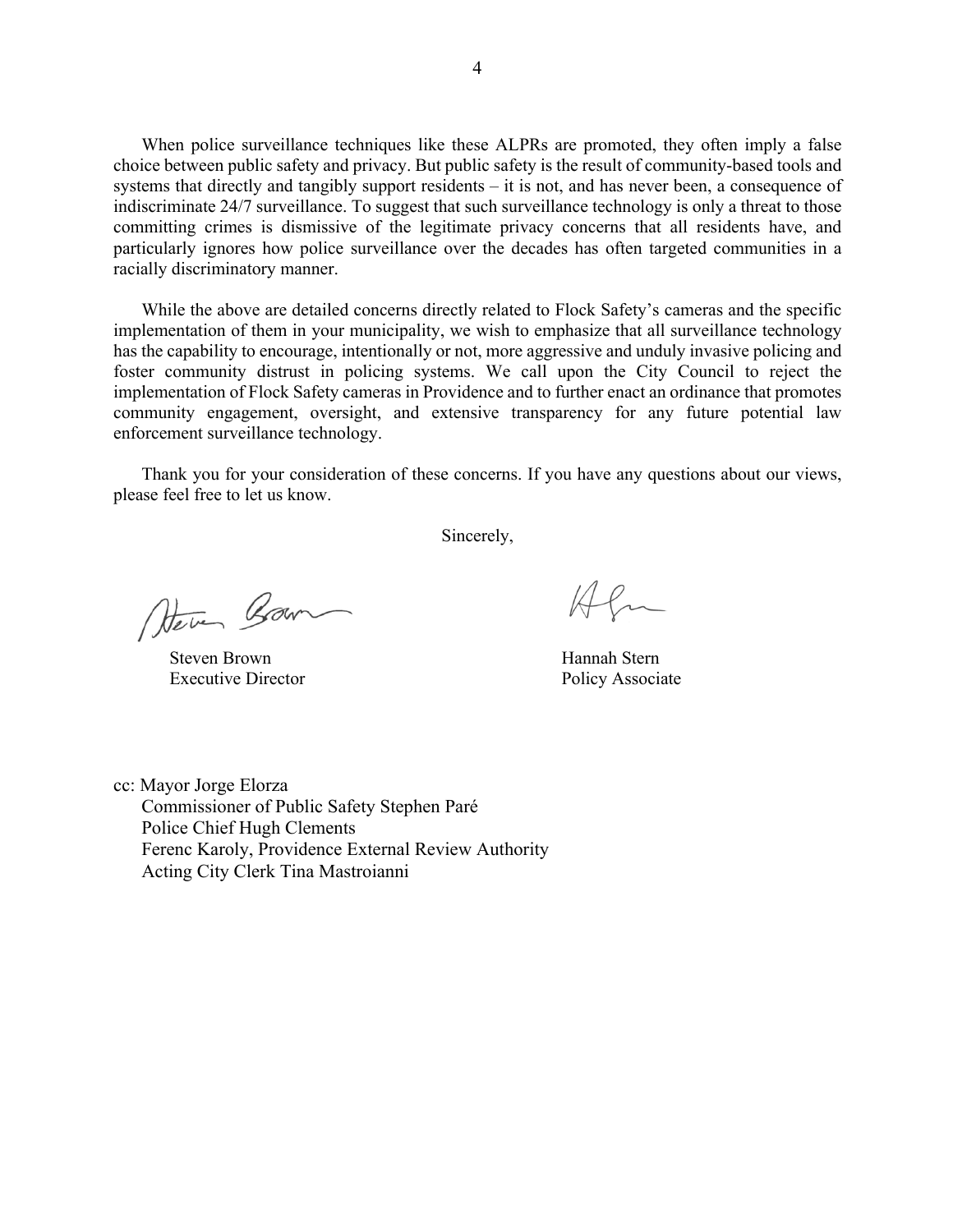When police surveillance techniques like these ALPRs are promoted, they often imply a false choice between public safety and privacy. But public safety is the result of community-based tools and systems that directly and tangibly support residents – it is not, and has never been, a consequence of indiscriminate 24/7 surveillance. To suggest that such surveillance technology is only a threat to those committing crimes is dismissive of the legitimate privacy concerns that all residents have, and particularly ignores how police surveillance over the decades has often targeted communities in a racially discriminatory manner.

While the above are detailed concerns directly related to Flock Safety's cameras and the specific implementation of them in your municipality, we wish to emphasize that all surveillance technology has the capability to encourage, intentionally or not, more aggressive and unduly invasive policing and foster community distrust in policing systems. We call upon the City Council to reject the implementation of Flock Safety cameras in Providence and to further enact an ordinance that promotes community engagement, oversight, and extensive transparency for any future potential law enforcement surveillance technology.

Thank you for your consideration of these concerns. If you have any questions about our views, please feel free to let us know.

Sincerely,

Steven Brown
Executive Director

Hannah Stern
Policy Associate

cc: Mayor Jorge Elorza
Commissioner of Public Safety Stephen Paré
Police Chief Hugh Clements
Ferenc Karoly, Providence External Review Authority
Acting City Clerk Tina Mastroianni